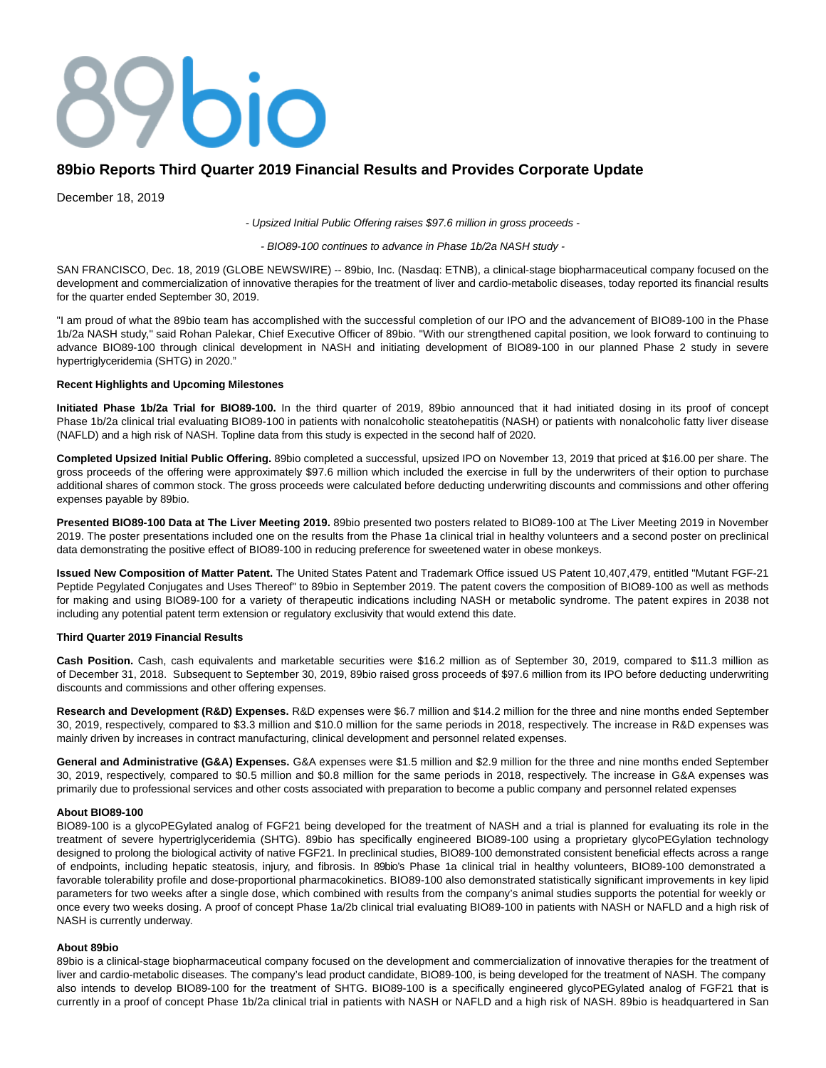# 89bio Reports Third Quarter 2019 Financial Results and Provides Corporate Update

December 18, 2019

*- Upsized Initial Public Offering raises $97.6 million in gross proceeds -*

*- BIO89-100 continues to advance in Phase 1b/2a NASH study -*

SAN FRANCISCO, Dec. 18, 2019 (GLOBE NEWSWIRE) -- 89bio, Inc. (Nasdaq: ETNB), a clinical-stage biopharmaceutical company focused on the development and commercialization of innovative therapies for the treatment of liver and cardio-metabolic diseases, today reported its financial results for the quarter ended September 30, 2019.

"I am proud of what the 89bio team has accomplished with the successful completion of our IPO and the advancement of BIO89-100 in the Phase 1b/2a NASH study," said Rohan Palekar, Chief Executive Officer of 89bio. "With our strengthened capital position, we look forward to continuing to advance BIO89-100 through clinical development in NASH and initiating development of BIO89-100 in our planned Phase 2 study in severe hypertriglyceridemia (SHTG) in 2020."

**Recent Highlights and Upcoming Milestones**

**Initiated Phase 1b/2a Trial for BIO89-100.** In the third quarter of 2019, 89bio announced that it had initiated dosing in its proof of concept Phase 1b/2a clinical trial evaluating BIO89-100 in patients with nonalcoholic steatohepatitis (NASH) or patients with nonalcoholic fatty liver disease (NAFLD) and a high risk of NASH. Topline data from this study is expected in the second half of 2020.

**Completed Upsized Initial Public Offering.** 89bio completed a successful, upsized IPO on November 13, 2019 that priced at $16.00 per share. The gross proceeds of the offering were approximately $97.6 million which included the exercise in full by the underwriters of their option to purchase additional shares of common stock. The gross proceeds were calculated before deducting underwriting discounts and commissions and other offering expenses payable by 89bio.

**Presented BIO89-100 Data at The Liver Meeting 2019.** 89bio presented two posters related to BIO89-100 at The Liver Meeting 2019 in November 2019. The poster presentations included one on the results from the Phase 1a clinical trial in healthy volunteers and a second poster on preclinical data demonstrating the positive effect of BIO89-100 in reducing preference for sweetened water in obese monkeys.

**Issued New Composition of Matter Patent.** The United States Patent and Trademark Office issued US Patent 10,407,479, entitled "Mutant FGF-21 Peptide Pegylated Conjugates and Uses Thereof" to 89bio in September 2019. The patent covers the composition of BIO89-100 as well as methods for making and using BIO89-100 for a variety of therapeutic indications including NASH or metabolic syndrome. The patent expires in 2038 not including any potential patent term extension or regulatory exclusivity that would extend this date.

**Third Quarter 2019 Financial Results**

**Cash Position.** Cash, cash equivalents and marketable securities were $16.2 million as of September 30, 2019, compared to $11.3 million as of December 31, 2018. Subsequent to September 30, 2019, 89bio raised gross proceeds of $97.6 million from its IPO before deducting underwriting discounts and commissions and other offering expenses.

**Research and Development (R&D) Expenses.** R&D expenses were $6.7 million and $14.2 million for the three and nine months ended September 30, 2019, respectively, compared to $3.3 million and $10.0 million for the same periods in 2018, respectively. The increase in R&D expenses was mainly driven by increases in contract manufacturing, clinical development and personnel related expenses.

**General and Administrative (G&A) Expenses.** G&A expenses were $1.5 million and $2.9 million for the three and nine months ended September 30, 2019, respectively, compared to $0.5 million and $0.8 million for the same periods in 2018, respectively. The increase in G&A expenses was primarily due to professional services and other costs associated with preparation to become a public company and personnel related expenses

**About BIO89-100**

BIO89-100 is a glycoPEGylated analog of FGF21 being developed for the treatment of NASH and a trial is planned for evaluating its role in the treatment of severe hypertriglyceridemia (SHTG). 89bio has specifically engineered BIO89-100 using a proprietary glycoPEGylation technology designed to prolong the biological activity of native FGF21. In preclinical studies, BIO89-100 demonstrated consistent beneficial effects across a range of endpoints, including hepatic steatosis, injury, and fibrosis. In 89bio's Phase 1a clinical trial in healthy volunteers, BIO89-100 demonstrated a favorable tolerability profile and dose-proportional pharmacokinetics. BIO89-100 also demonstrated statistically significant improvements in key lipid parameters for two weeks after a single dose, which combined with results from the company's animal studies supports the potential for weekly or once every two weeks dosing. A proof of concept Phase 1a/2b clinical trial evaluating BIO89-100 in patients with NASH or NAFLD and a high risk of NASH is currently underway.

**About 89bio**

89bio is a clinical-stage biopharmaceutical company focused on the development and commercialization of innovative therapies for the treatment of liver and cardio-metabolic diseases. The company's lead product candidate, BIO89-100, is being developed for the treatment of NASH. The company also intends to develop BIO89-100 for the treatment of SHTG. BIO89-100 is a specifically engineered glycoPEGylated analog of FGF21 that is currently in a proof of concept Phase 1b/2a clinical trial in patients with NASH or NAFLD and a high risk of NASH. 89bio is headquartered in San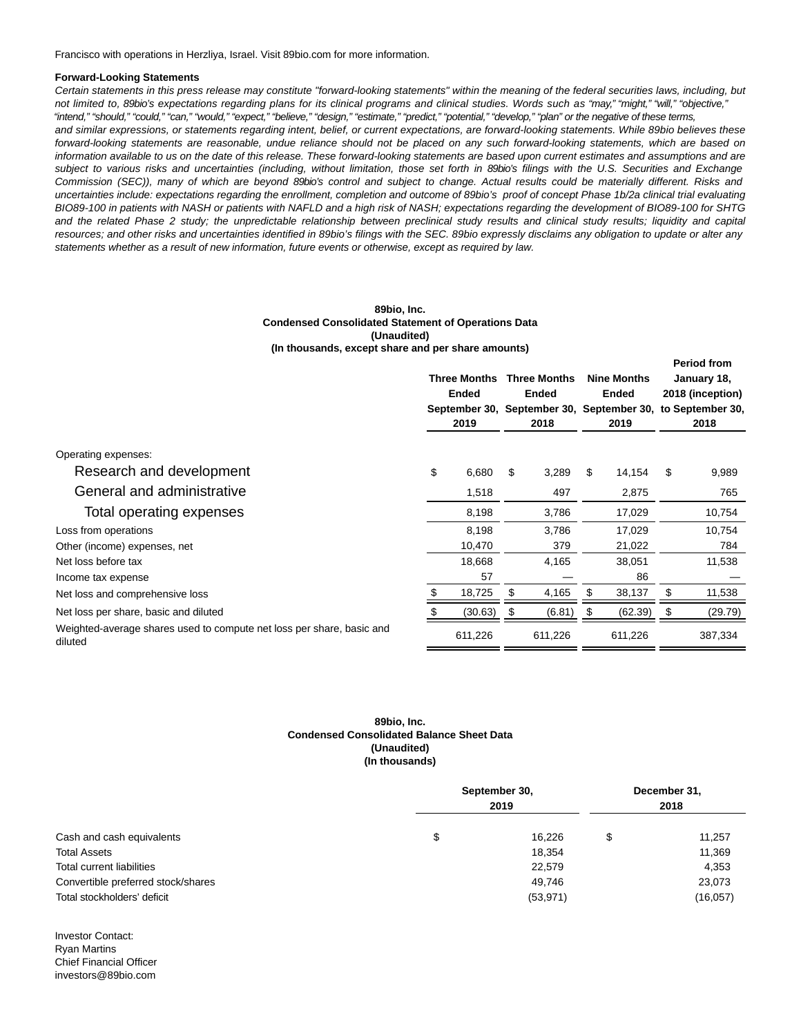Francisco with operations in Herzliya, Israel. Visit 89bio.com for more information.

**Forward-Looking Statements**

*Certain statements in this press release may constitute "forward-looking statements" within the meaning of the federal securities laws, including, but not limited to, 89bio's expectations regarding plans for its clinical programs and clinical studies. Words such as "may," "might," "will," "objective," "intend," "should," "could," "can," "would," "expect," "believe," "design," "estimate," "predict," "potential," "develop," "plan" or the negative of these terms, and similar expressions, or statements regarding intent, belief, or current expectations, are forward-looking statements. While 89bio believes these forward-looking statements are reasonable, undue reliance should not be placed on any such forward-looking statements, which are based on information available to us on the date of this release. These forward-looking statements are based upon current estimates and assumptions and are subject to various risks and uncertainties (including, without limitation, those set forth in 89bio's filings with the U.S. Securities and Exchange Commission (SEC)), many of which are beyond 89bio's control and subject to change. Actual results could be materially different. Risks and uncertainties include: expectations regarding the enrollment, completion and outcome of 89bio's proof of concept Phase 1b/2a clinical trial evaluating BIO89-100 in patients with NASH or patients with NAFLD and a high risk of NASH; expectations regarding the development of BIO89-100 for SHTG and the related Phase 2 study; the unpredictable relationship between preclinical study results and clinical study results; liquidity and capital resources; and other risks and uncertainties identified in 89bio's filings with the SEC. 89bio expressly disclaims any obligation to update or alter any statements whether as a result of new information, future events or otherwise, except as required by law.*

**89bio, Inc.**
**Condensed Consolidated Statement of Operations Data**
**(Unaudited)**
**(In thousands, except share and per share amounts)**

| | Three Months Ended September 30, 2019 | Three Months Ended September 30, 2018 | Nine Months Ended September 30, 2019 | Period from January 18, 2018 (inception) to September 30, 2018 |
|---|---|---|---|---|
| Operating expenses: | | | | |
| Research and development | $ 6,680 | $ 3,289 | $ 14,154 | $ 9,989 |
| General and administrative | 1,518 | 497 | 2,875 | 765 |
| Total operating expenses | 8,198 | 3,786 | 17,029 | 10,754 |
| Loss from operations | 8,198 | 3,786 | 17,029 | 10,754 |
| Other (income) expenses, net | 10,470 | 379 | 21,022 | 784 |
| Net loss before tax | 18,668 | 4,165 | 38,051 | 11,538 |
| Income tax expense | 57 | — | 86 | — |
| Net loss and comprehensive loss | $ 18,725 | $ 4,165 | $ 38,137 | $ 11,538 |
| Net loss per share, basic and diluted | $ (30.63) | $ (6.81) | $ (62.39) | $ (29.79) |
| Weighted-average shares used to compute net loss per share, basic and diluted | 611,226 | 611,226 | 611,226 | 387,334 |

**89bio, Inc.**
**Condensed Consolidated Balance Sheet Data**
**(Unaudited)**
**(In thousands)**

| | September 30, 2019 | December 31, 2018 |
|---|---|---|
| Cash and cash equivalents | $ 16,226 | $ 11,257 |
| Total Assets | 18,354 | 11,369 |
| Total current liabilities | 22,579 | 4,353 |
| Convertible preferred stock/shares | 49,746 | 23,073 |
| Total stockholders' deficit | (53,971) | (16,057) |

Investor Contact:
Ryan Martins
Chief Financial Officer
investors@89bio.com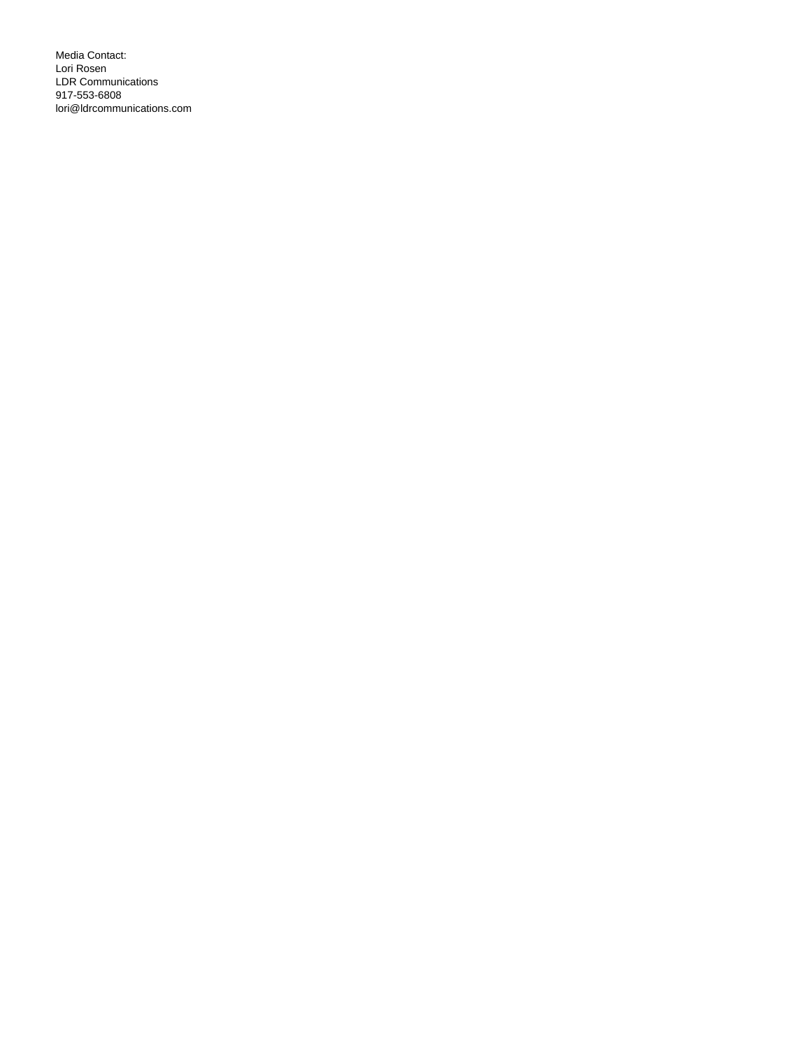Media Contact:
Lori Rosen
LDR Communications
917-553-6808
lori@ldrcommunications.com